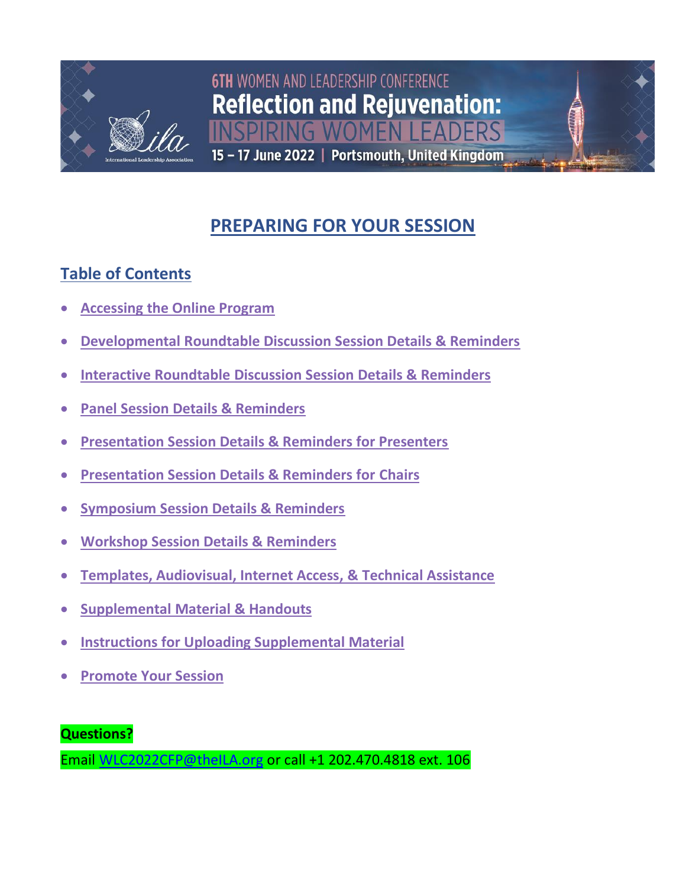6TH WOMEN AND LEADERSHIP CONFERENCE

**Reflection and Rejuvenation:**

INSPIRING WOMEN LEADERS

15 – 17 June 2022 | Portsmouth, United Kingdom

# PREPARING FOR YOUR SESSION

## Table of Contents

- Accessing the Online Program
- Developmental Roundtable Discussion Session Details & Reminders
- Interactive Roundtable Discussion Session Details & Reminders
- Panel Session Details & Reminders
- Presentation Session Details & Reminders for Presenters
- Presentation Session Details & Reminders for Chairs
- Symposium Session Details & Reminders
- Workshop Session Details & Reminders
- Templates, Audiovisual, Internet Access, & Technical Assistance
- Supplemental Material & Handouts
- Instructions for Uploading Supplemental Material
- Promote Your Session

**Questions?**

Email WLC2022CFP@theILA.org or call +1 202.470.4818 ext. 106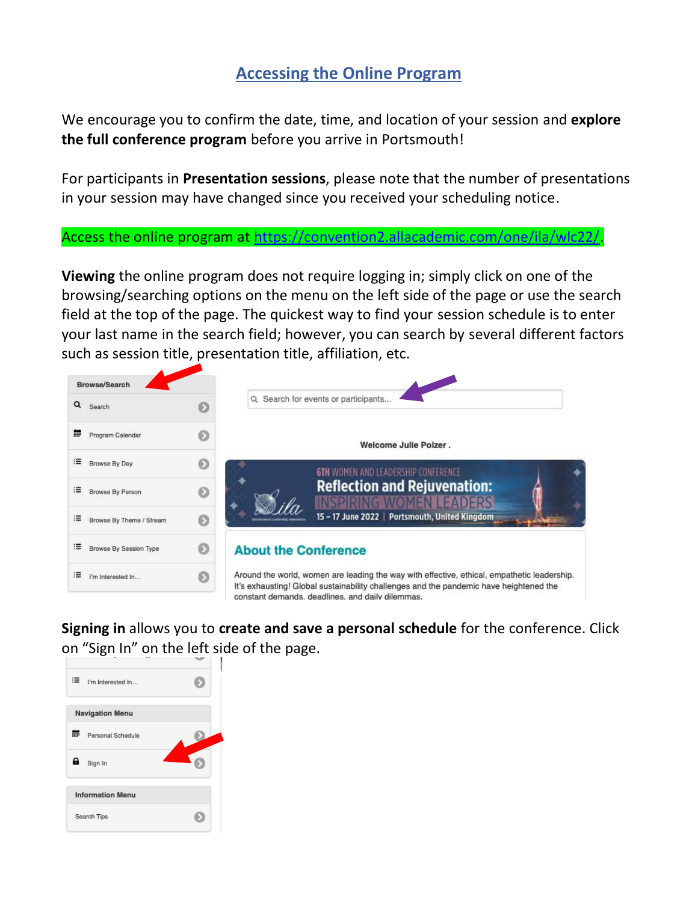# Accessing the Online Program

We encourage you to confirm the date, time, and location of your session and **explore the full conference program** before you arrive in Portsmouth!

For participants in **Presentation sessions**, please note that the number of presentations in your session may have changed since you received your scheduling notice.

Access the online program at https://convention2.allacademic.com/one/ila/wlc22/.

**Viewing** the online program does not require logging in; simply click on one of the browsing/searching options on the menu on the left side of the page or use the search field at the top of the page. The quickest way to find your session schedule is to enter your last name in the search field; however, you can search by several different factors such as session title, presentation title, affiliation, etc.

**Signing in** allows you to **create and save a personal schedule** for the conference. Click on "Sign In" on the left side of the page.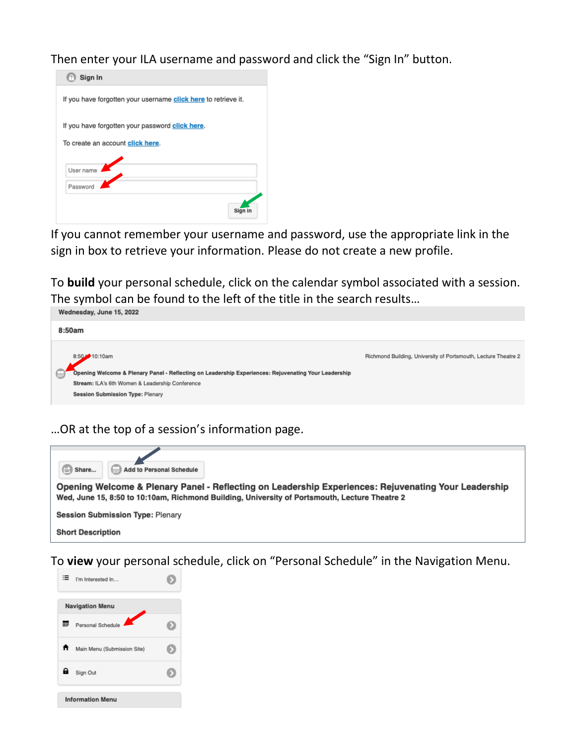Then enter your ILA username and password and click the "Sign In" button.

**Sign In**

If you have forgotten your username click here to retrieve it.

If you have forgotten your password click here.

To create an account click here.

User name

Password

Sign In

If you cannot remember your username and password, use the appropriate link in the sign in box to retrieve your information. Please do not create a new profile.

To **build** your personal schedule, click on the calendar symbol associated with a session. The symbol can be found to the left of the title in the search results…

**Wednesday, June 15, 2022**

**8:50am**

8:50 - 10:10am

Richmond Building, University of Portsmouth, Lecture Theatre 2

**Opening Welcome & Plenary Panel - Reflecting on Leadership Experiences: Rejuvenating Your Leadership**

**Stream:** ILA's 6th Women & Leadership Conference

**Session Submission Type:** Plenary

…OR at the top of a session's information page.

Share… Add to Personal Schedule

**Opening Welcome & Plenary Panel - Reflecting on Leadership Experiences: Rejuvenating Your Leadership**

**Wed, June 15, 8:50 to 10:10am, Richmond Building, University of Portsmouth, Lecture Theatre 2**

**Session Submission Type:** Plenary

**Short Description**

To **view** your personal schedule, click on "Personal Schedule" in the Navigation Menu.

I'm Interested In…

**Navigation Menu**

Personal Schedule

Main Menu (Submission Site)

Sign Out

**Information Menu**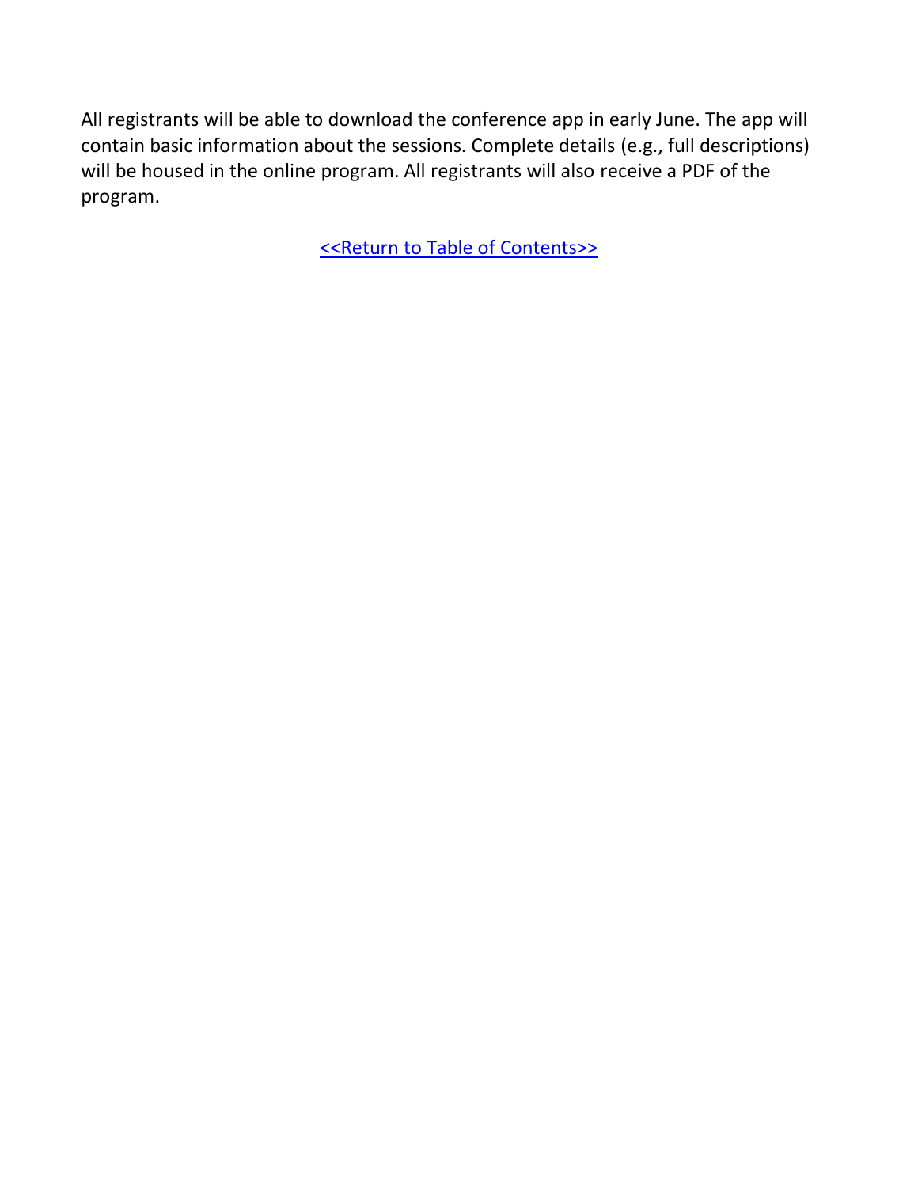All registrants will be able to download the conference app in early June. The app will contain basic information about the sessions. Complete details (e.g., full descriptions) will be housed in the online program. All registrants will also receive a PDF of the program.

<<Return to Table of Contents>>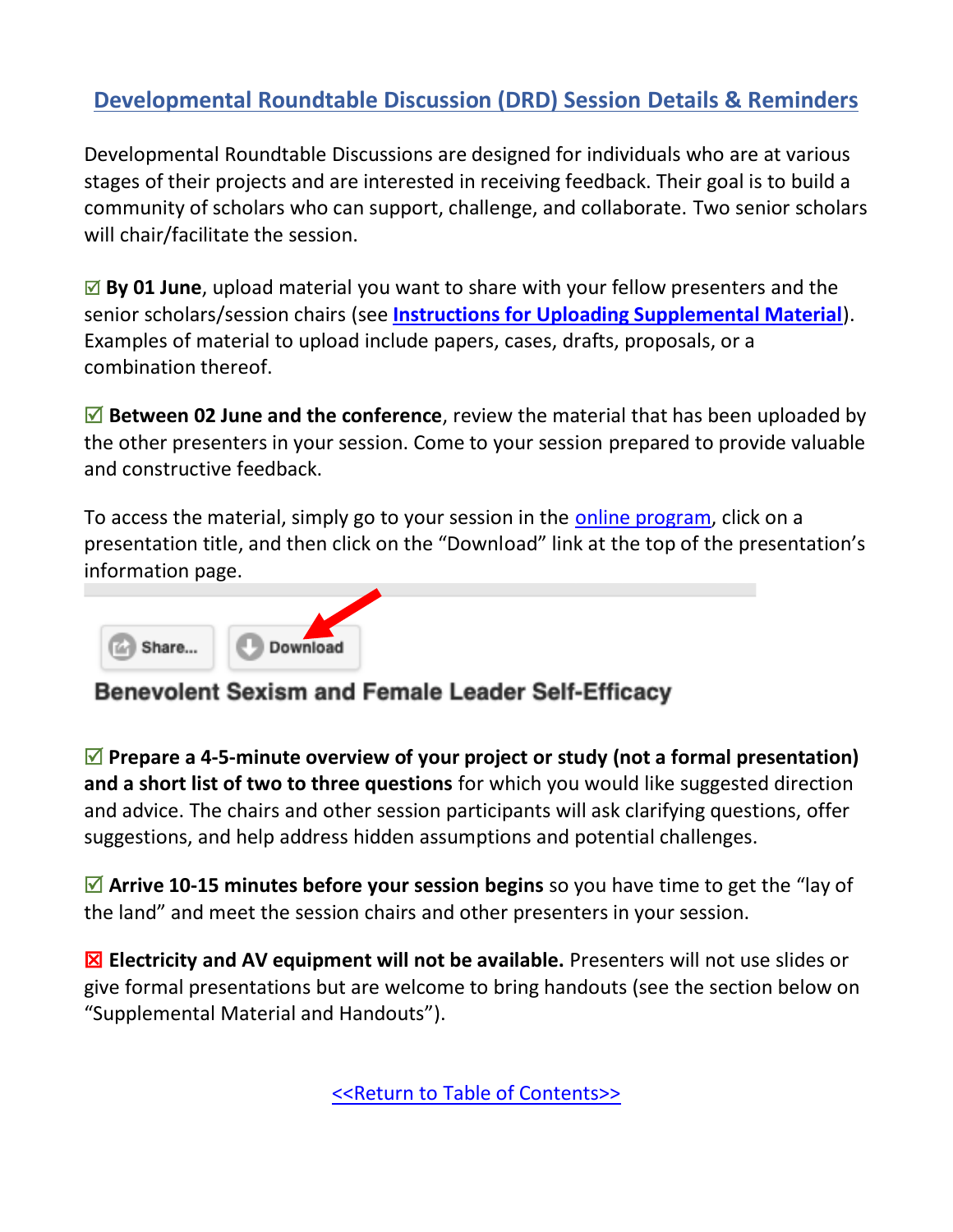## Developmental Roundtable Discussion (DRD) Session Details & Reminders

Developmental Roundtable Discussions are designed for individuals who are at various stages of their projects and are interested in receiving feedback. Their goal is to build a community of scholars who can support, challenge, and collaborate. Two senior scholars will chair/facilitate the session.

☑ **By 01 June**, upload material you want to share with your fellow presenters and the senior scholars/session chairs (see **Instructions for Uploading Supplemental Material**). Examples of material to upload include papers, cases, drafts, proposals, or a combination thereof.

☑ **Between 02 June and the conference**, review the material that has been uploaded by the other presenters in your session. Come to your session prepared to provide valuable and constructive feedback.

To access the material, simply go to your session in the online program, click on a presentation title, and then click on the "Download" link at the top of the presentation's information page.

Share... Download

**Benevolent Sexism and Female Leader Self-Efficacy**

☑ **Prepare a 4-5-minute overview of your project or study (not a formal presentation) and a short list of two to three questions** for which you would like suggested direction and advice. The chairs and other session participants will ask clarifying questions, offer suggestions, and help address hidden assumptions and potential challenges.

☑ **Arrive 10-15 minutes before your session begins** so you have time to get the "lay of the land" and meet the session chairs and other presenters in your session.

☒ **Electricity and AV equipment will not be available.** Presenters will not use slides or give formal presentations but are welcome to bring handouts (see the section below on "Supplemental Material and Handouts").

<<Return to Table of Contents>>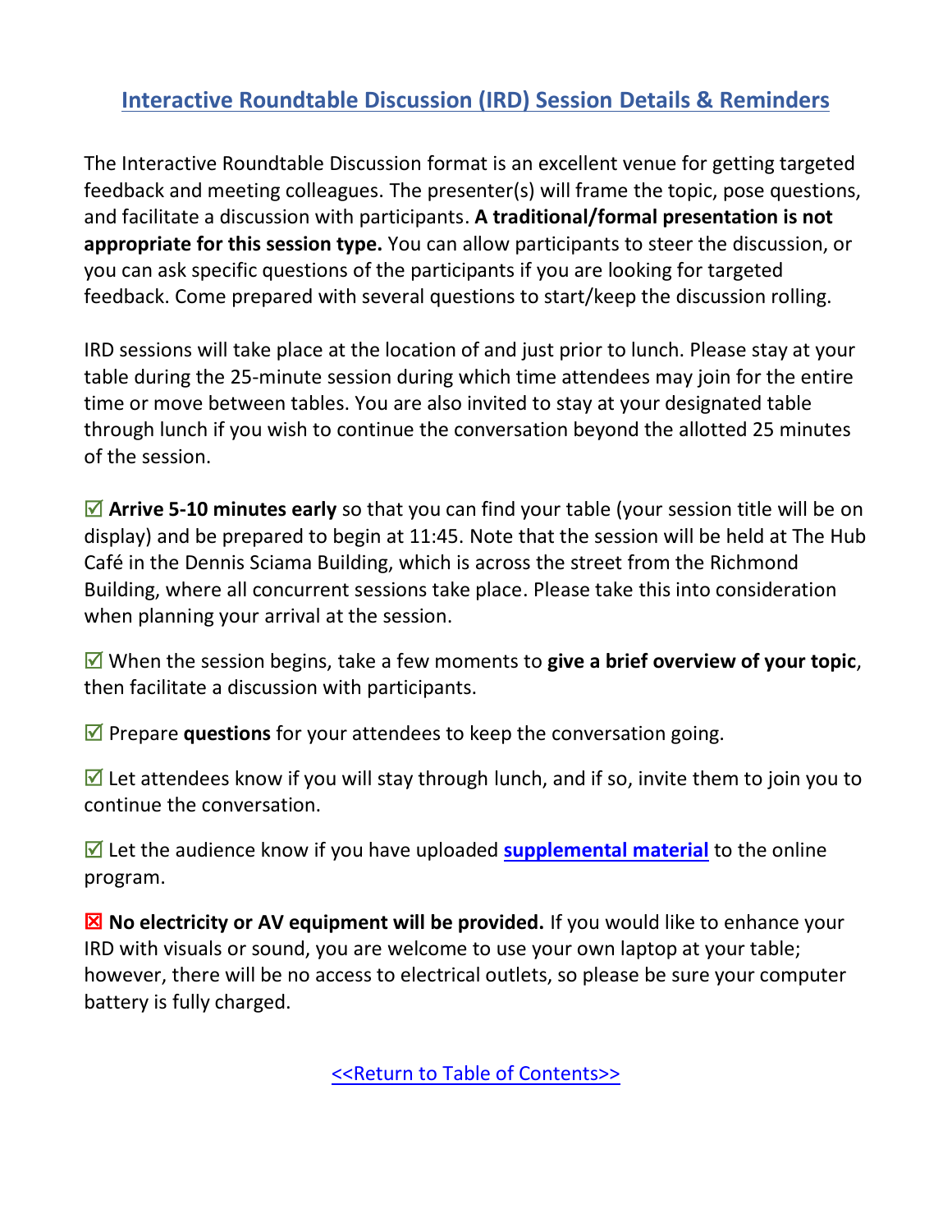# Interactive Roundtable Discussion (IRD) Session Details & Reminders

The Interactive Roundtable Discussion format is an excellent venue for getting targeted feedback and meeting colleagues. The presenter(s) will frame the topic, pose questions, and facilitate a discussion with participants. **A traditional/formal presentation is not appropriate for this session type.** You can allow participants to steer the discussion, or you can ask specific questions of the participants if you are looking for targeted feedback. Come prepared with several questions to start/keep the discussion rolling.

IRD sessions will take place at the location of and just prior to lunch. Please stay at your table during the 25-minute session during which time attendees may join for the entire time or move between tables. You are also invited to stay at your designated table through lunch if you wish to continue the conversation beyond the allotted 25 minutes of the session.

☑ **Arrive 5-10 minutes early** so that you can find your table (your session title will be on display) and be prepared to begin at 11:45. Note that the session will be held at The Hub Café in the Dennis Sciama Building, which is across the street from the Richmond Building, where all concurrent sessions take place. Please take this into consideration when planning your arrival at the session.

☑ When the session begins, take a few moments to **give a brief overview of your topic**, then facilitate a discussion with participants.

☑ Prepare **questions** for your attendees to keep the conversation going.

☑ Let attendees know if you will stay through lunch, and if so, invite them to join you to continue the conversation.

☑ Let the audience know if you have uploaded **supplemental material** to the online program.

☒ **No electricity or AV equipment will be provided.** If you would like to enhance your IRD with visuals or sound, you are welcome to use your own laptop at your table; however, there will be no access to electrical outlets, so please be sure your computer battery is fully charged.

<<Return to Table of Contents>>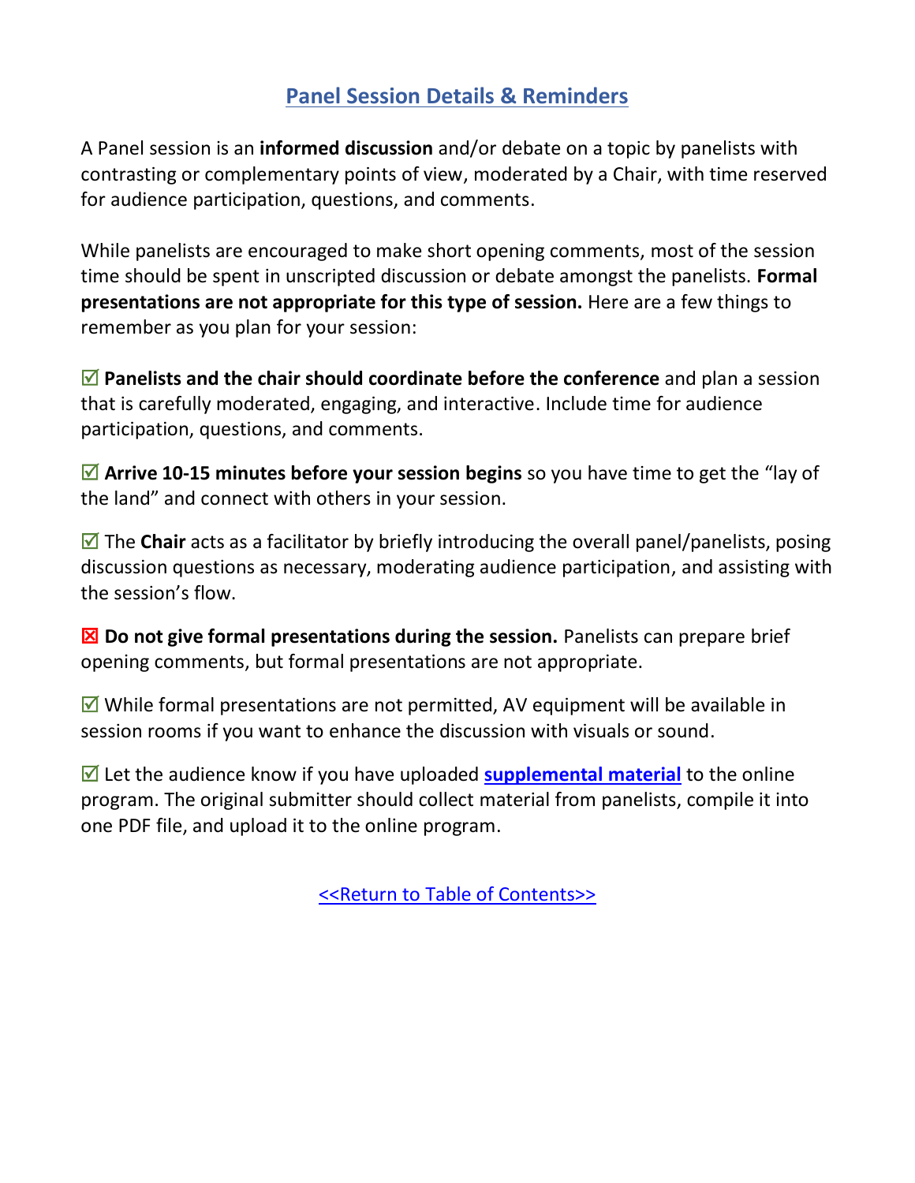## Panel Session Details & Reminders

A Panel session is an **informed discussion** and/or debate on a topic by panelists with contrasting or complementary points of view, moderated by a Chair, with time reserved for audience participation, questions, and comments.

While panelists are encouraged to make short opening comments, most of the session time should be spent in unscripted discussion or debate amongst the panelists. **Formal presentations are not appropriate for this type of session.** Here are a few things to remember as you plan for your session:

☑ **Panelists and the chair should coordinate before the conference** and plan a session that is carefully moderated, engaging, and interactive. Include time for audience participation, questions, and comments.

☑ **Arrive 10-15 minutes before your session begins** so you have time to get the "lay of the land" and connect with others in your session.

☑ The **Chair** acts as a facilitator by briefly introducing the overall panel/panelists, posing discussion questions as necessary, moderating audience participation, and assisting with the session's flow.

☒ **Do not give formal presentations during the session.** Panelists can prepare brief opening comments, but formal presentations are not appropriate.

☑ While formal presentations are not permitted, AV equipment will be available in session rooms if you want to enhance the discussion with visuals or sound.

☑ Let the audience know if you have uploaded **supplemental material** to the online program. The original submitter should collect material from panelists, compile it into one PDF file, and upload it to the online program.

<<Return to Table of Contents>>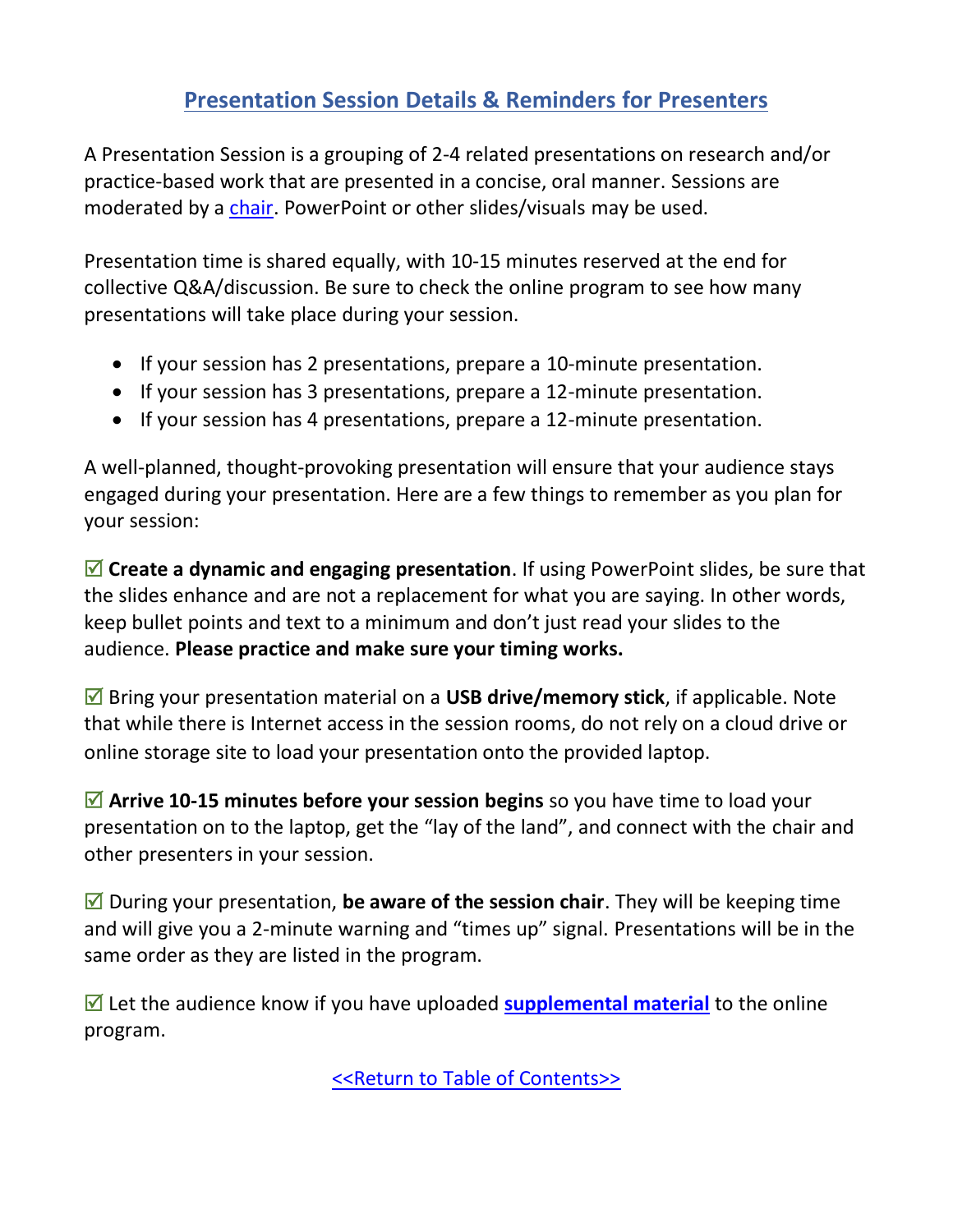# Presentation Session Details & Reminders for Presenters

A Presentation Session is a grouping of 2-4 related presentations on research and/or practice-based work that are presented in a concise, oral manner. Sessions are moderated by a chair. PowerPoint or other slides/visuals may be used.

Presentation time is shared equally, with 10-15 minutes reserved at the end for collective Q&A/discussion. Be sure to check the online program to see how many presentations will take place during your session.

- If your session has 2 presentations, prepare a 10-minute presentation.
- If your session has 3 presentations, prepare a 12-minute presentation.
- If your session has 4 presentations, prepare a 12-minute presentation.

A well-planned, thought-provoking presentation will ensure that your audience stays engaged during your presentation. Here are a few things to remember as you plan for your session:

☑ **Create a dynamic and engaging presentation**. If using PowerPoint slides, be sure that the slides enhance and are not a replacement for what you are saying. In other words, keep bullet points and text to a minimum and don't just read your slides to the audience. **Please practice and make sure your timing works.**

☑ Bring your presentation material on a **USB drive/memory stick**, if applicable. Note that while there is Internet access in the session rooms, do not rely on a cloud drive or online storage site to load your presentation onto the provided laptop.

☑ **Arrive 10-15 minutes before your session begins** so you have time to load your presentation on to the laptop, get the "lay of the land", and connect with the chair and other presenters in your session.

☑ During your presentation, **be aware of the session chair**. They will be keeping time and will give you a 2-minute warning and "times up" signal. Presentations will be in the same order as they are listed in the program.

☑ Let the audience know if you have uploaded **supplemental material** to the online program.

<<Return to Table of Contents>>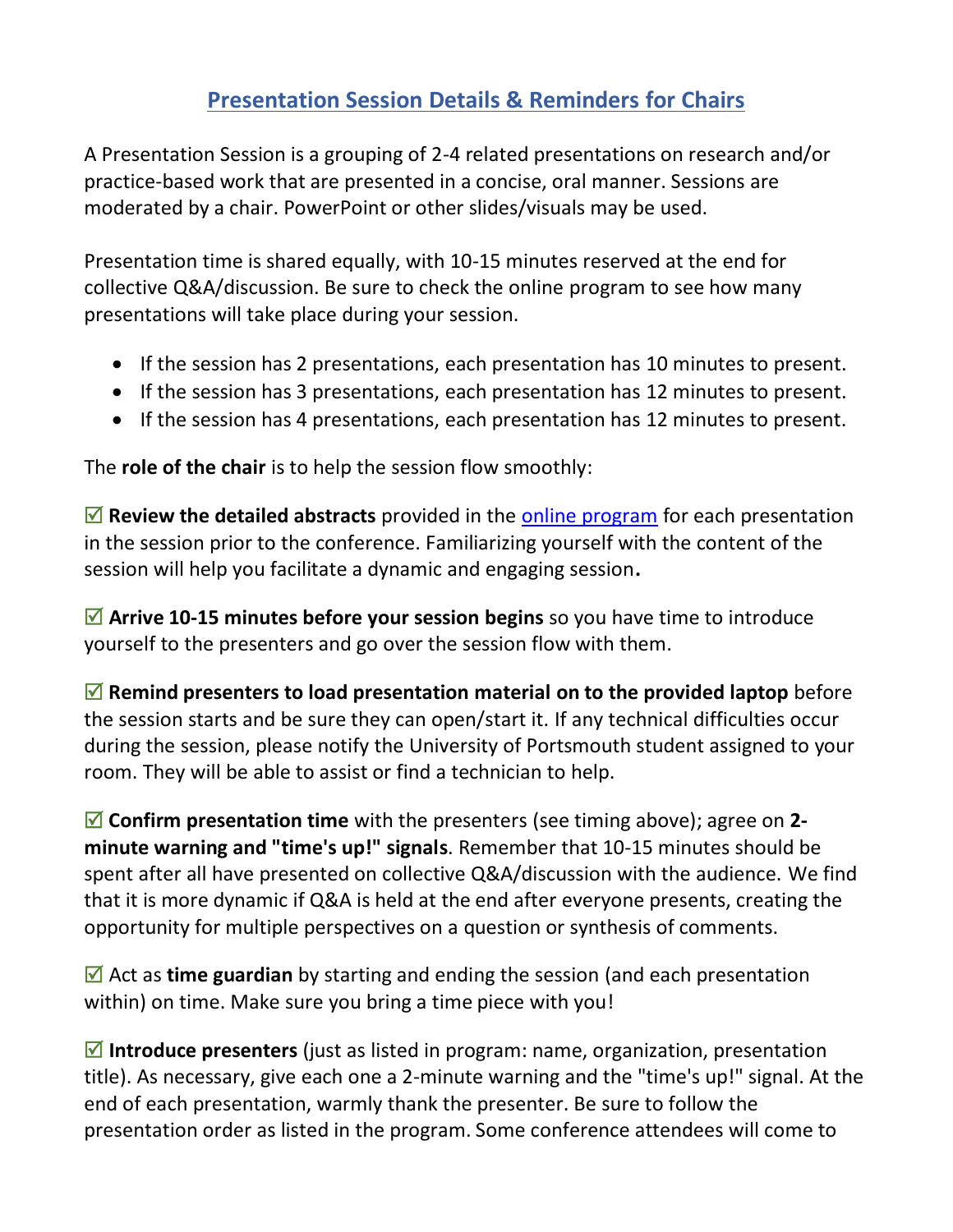## Presentation Session Details & Reminders for Chairs

A Presentation Session is a grouping of 2-4 related presentations on research and/or practice-based work that are presented in a concise, oral manner. Sessions are moderated by a chair. PowerPoint or other slides/visuals may be used.

Presentation time is shared equally, with 10-15 minutes reserved at the end for collective Q&A/discussion. Be sure to check the online program to see how many presentations will take place during your session.

- If the session has 2 presentations, each presentation has 10 minutes to present.
- If the session has 3 presentations, each presentation has 12 minutes to present.
- If the session has 4 presentations, each presentation has 12 minutes to present.

The **role of the chair** is to help the session flow smoothly:

☑ **Review the detailed abstracts** provided in the online program for each presentation in the session prior to the conference. Familiarizing yourself with the content of the session will help you facilitate a dynamic and engaging session**.**

☑ **Arrive 10-15 minutes before your session begins** so you have time to introduce yourself to the presenters and go over the session flow with them.

☑ **Remind presenters to load presentation material on to the provided laptop** before the session starts and be sure they can open/start it. If any technical difficulties occur during the session, please notify the University of Portsmouth student assigned to your room. They will be able to assist or find a technician to help.

☑ **Confirm presentation time** with the presenters (see timing above); agree on **2-minute warning and "time's up!" signals**. Remember that 10-15 minutes should be spent after all have presented on collective Q&A/discussion with the audience. We find that it is more dynamic if Q&A is held at the end after everyone presents, creating the opportunity for multiple perspectives on a question or synthesis of comments.

☑ Act as **time guardian** by starting and ending the session (and each presentation within) on time. Make sure you bring a time piece with you!

☑ **Introduce presenters** (just as listed in program: name, organization, presentation title). As necessary, give each one a 2-minute warning and the "time's up!" signal. At the end of each presentation, warmly thank the presenter. Be sure to follow the presentation order as listed in the program. Some conference attendees will come to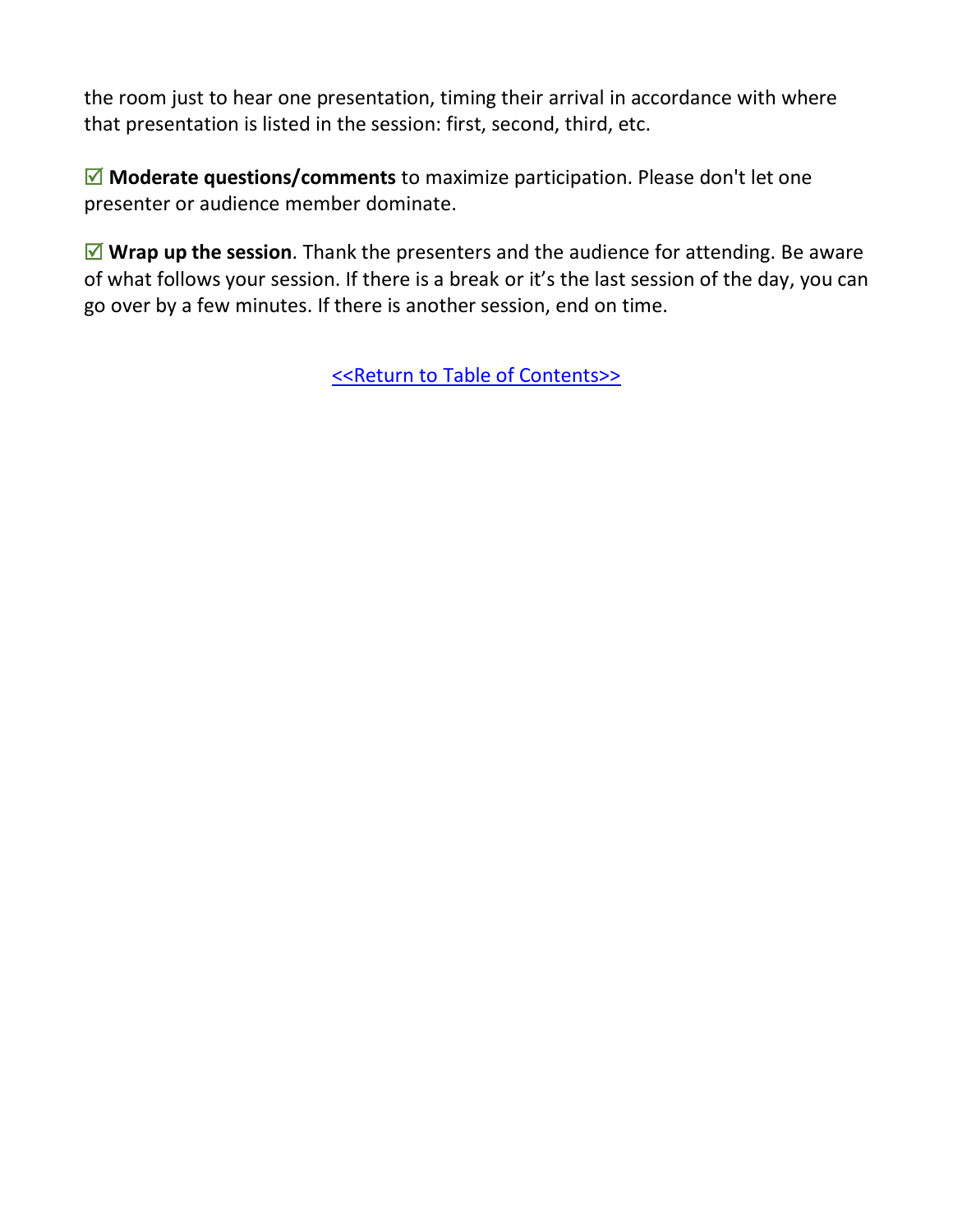the room just to hear one presentation, timing their arrival in accordance with where that presentation is listed in the session: first, second, third, etc.

☑ **Moderate questions/comments** to maximize participation. Please don't let one presenter or audience member dominate.

☑ **Wrap up the session**. Thank the presenters and the audience for attending. Be aware of what follows your session. If there is a break or it's the last session of the day, you can go over by a few minutes. If there is another session, end on time.

<<Return to Table of Contents>>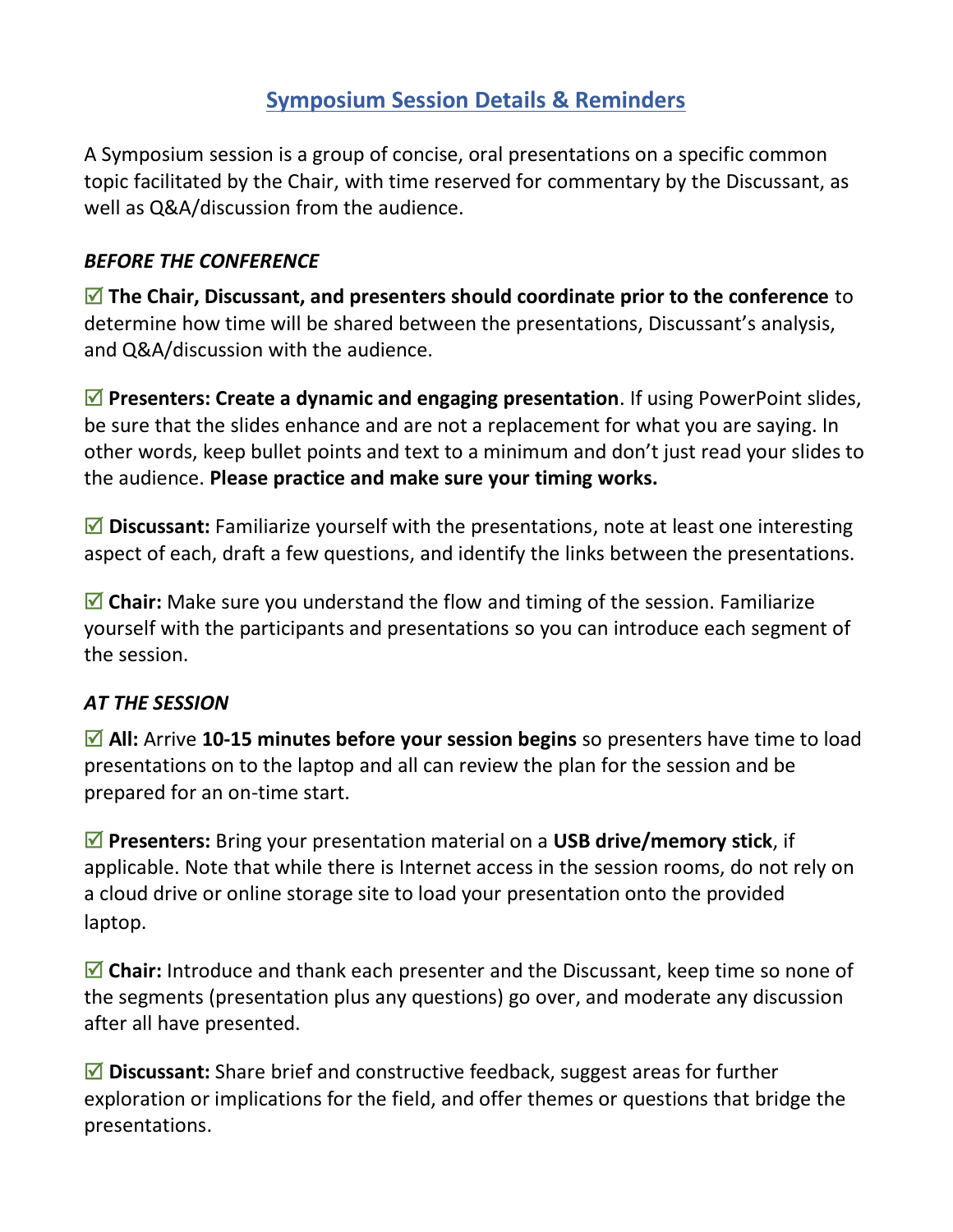# Symposium Session Details & Reminders

A Symposium session is a group of concise, oral presentations on a specific common topic facilitated by the Chair, with time reserved for commentary by the Discussant, as well as Q&A/discussion from the audience.

***BEFORE THE CONFERENCE***

☑ **The Chair, Discussant, and presenters should coordinate prior to the conference** to determine how time will be shared between the presentations, Discussant's analysis, and Q&A/discussion with the audience.

☑ **Presenters: Create a dynamic and engaging presentation**. If using PowerPoint slides, be sure that the slides enhance and are not a replacement for what you are saying. In other words, keep bullet points and text to a minimum and don't just read your slides to the audience. **Please practice and make sure your timing works.**

☑ **Discussant:** Familiarize yourself with the presentations, note at least one interesting aspect of each, draft a few questions, and identify the links between the presentations.

☑ **Chair:** Make sure you understand the flow and timing of the session. Familiarize yourself with the participants and presentations so you can introduce each segment of the session.

***AT THE SESSION***

☑ **All:** Arrive **10-15 minutes before your session begins** so presenters have time to load presentations on to the laptop and all can review the plan for the session and be prepared for an on-time start.

☑ **Presenters:** Bring your presentation material on a **USB drive/memory stick**, if applicable. Note that while there is Internet access in the session rooms, do not rely on a cloud drive or online storage site to load your presentation onto the provided laptop.

☑ **Chair:** Introduce and thank each presenter and the Discussant, keep time so none of the segments (presentation plus any questions) go over, and moderate any discussion after all have presented.

☑ **Discussant:** Share brief and constructive feedback, suggest areas for further exploration or implications for the field, and offer themes or questions that bridge the presentations.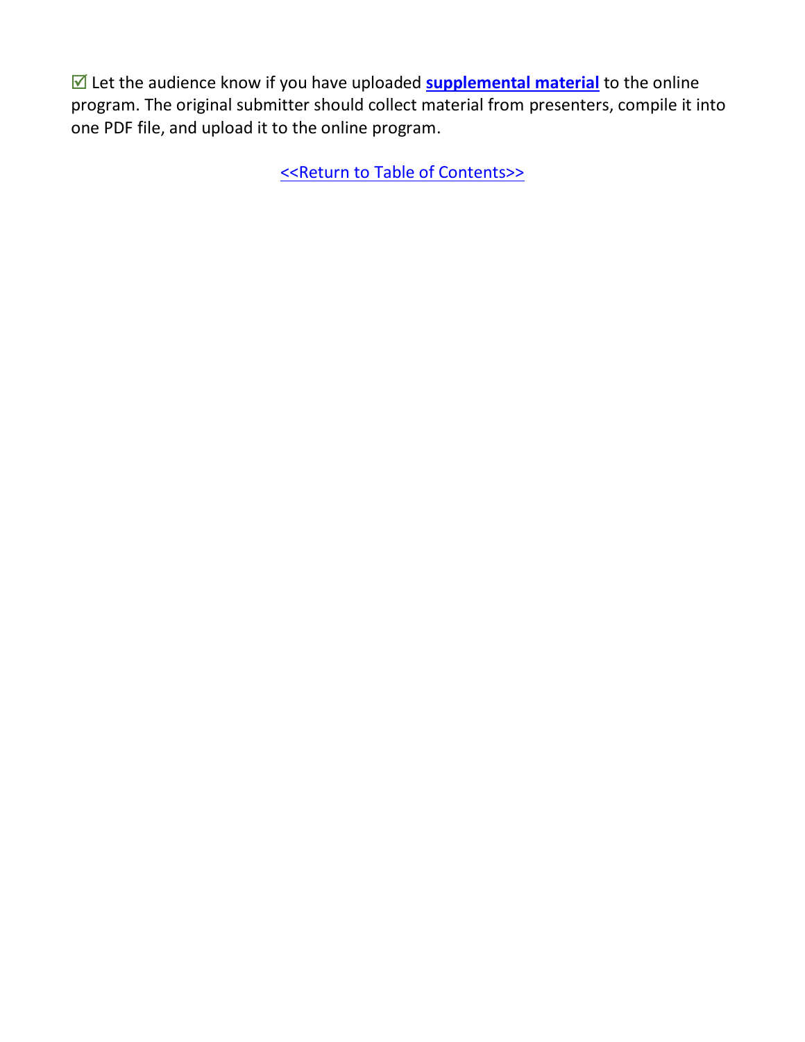☑ Let the audience know if you have uploaded **supplemental material** to the online program. The original submitter should collect material from presenters, compile it into one PDF file, and upload it to the online program.

<<Return to Table of Contents>>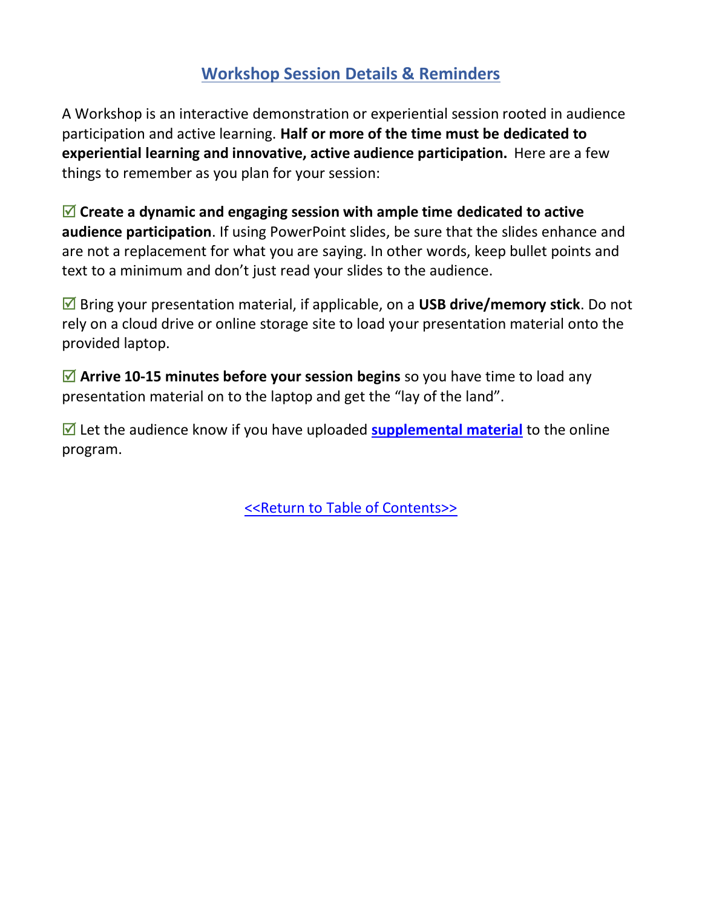## Workshop Session Details & Reminders

A Workshop is an interactive demonstration or experiential session rooted in audience participation and active learning. **Half or more of the time must be dedicated to experiential learning and innovative, active audience participation.** Here are a few things to remember as you plan for your session:

☑ **Create a dynamic and engaging session with ample time dedicated to active audience participation**. If using PowerPoint slides, be sure that the slides enhance and are not a replacement for what you are saying. In other words, keep bullet points and text to a minimum and don't just read your slides to the audience.

☑ Bring your presentation material, if applicable, on a **USB drive/memory stick**. Do not rely on a cloud drive or online storage site to load your presentation material onto the provided laptop.

☑ **Arrive 10-15 minutes before your session begins** so you have time to load any presentation material on to the laptop and get the "lay of the land".

☑ Let the audience know if you have uploaded **supplemental material** to the online program.

<<Return to Table of Contents>>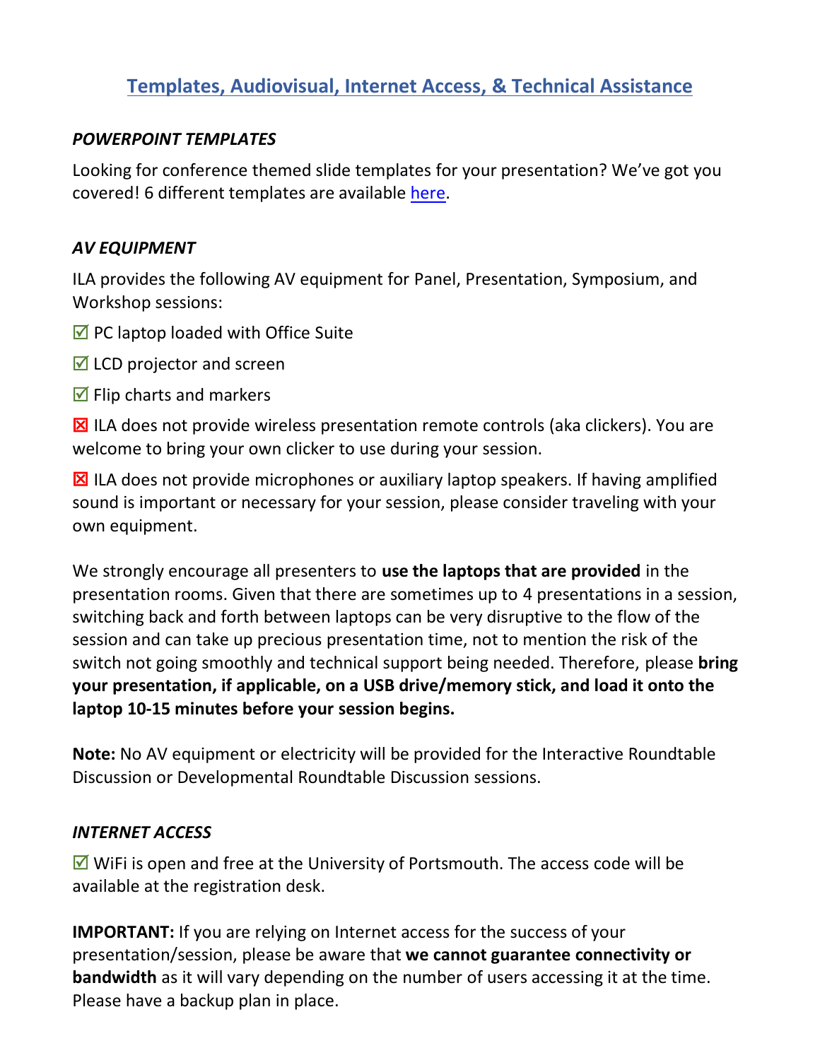# Templates, Audiovisual, Internet Access, & Technical Assistance

### *POWERPOINT TEMPLATES*

Looking for conference themed slide templates for your presentation? We've got you covered! 6 different templates are available here.

### *AV EQUIPMENT*

ILA provides the following AV equipment for Panel, Presentation, Symposium, and Workshop sessions:

☑ PC laptop loaded with Office Suite

☑ LCD projector and screen

☑ Flip charts and markers

☒ ILA does not provide wireless presentation remote controls (aka clickers). You are welcome to bring your own clicker to use during your session.

☒ ILA does not provide microphones or auxiliary laptop speakers. If having amplified sound is important or necessary for your session, please consider traveling with your own equipment.

We strongly encourage all presenters to **use the laptops that are provided** in the presentation rooms. Given that there are sometimes up to 4 presentations in a session, switching back and forth between laptops can be very disruptive to the flow of the session and can take up precious presentation time, not to mention the risk of the switch not going smoothly and technical support being needed. Therefore, please **bring your presentation, if applicable, on a USB drive/memory stick, and load it onto the laptop 10-15 minutes before your session begins.**

**Note:** No AV equipment or electricity will be provided for the Interactive Roundtable Discussion or Developmental Roundtable Discussion sessions.

### *INTERNET ACCESS*

☑ WiFi is open and free at the University of Portsmouth. The access code will be available at the registration desk.

**IMPORTANT:** If you are relying on Internet access for the success of your presentation/session, please be aware that **we cannot guarantee connectivity or bandwidth** as it will vary depending on the number of users accessing it at the time. Please have a backup plan in place.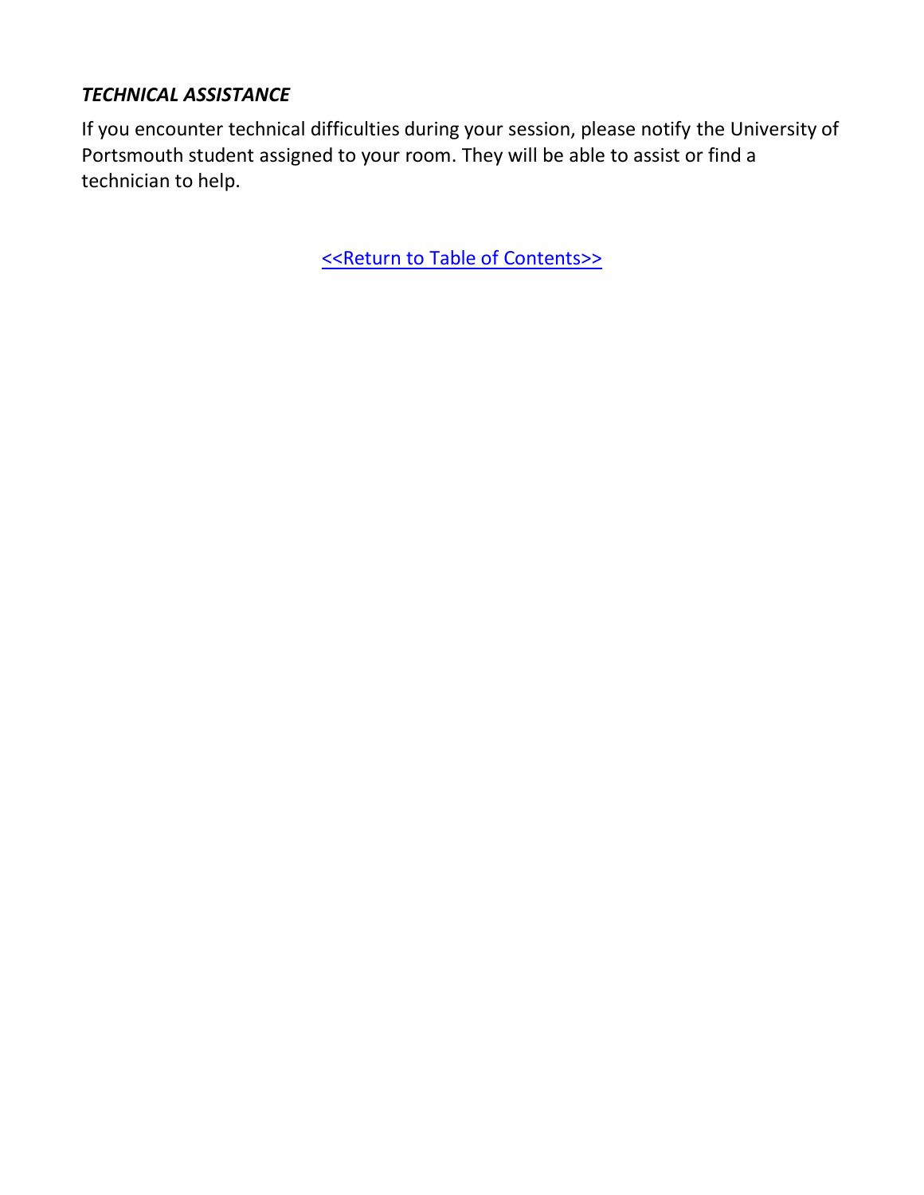### *TECHNICAL ASSISTANCE*

If you encounter technical difficulties during your session, please notify the University of Portsmouth student assigned to your room. They will be able to assist or find a technician to help.

<<Return to Table of Contents>>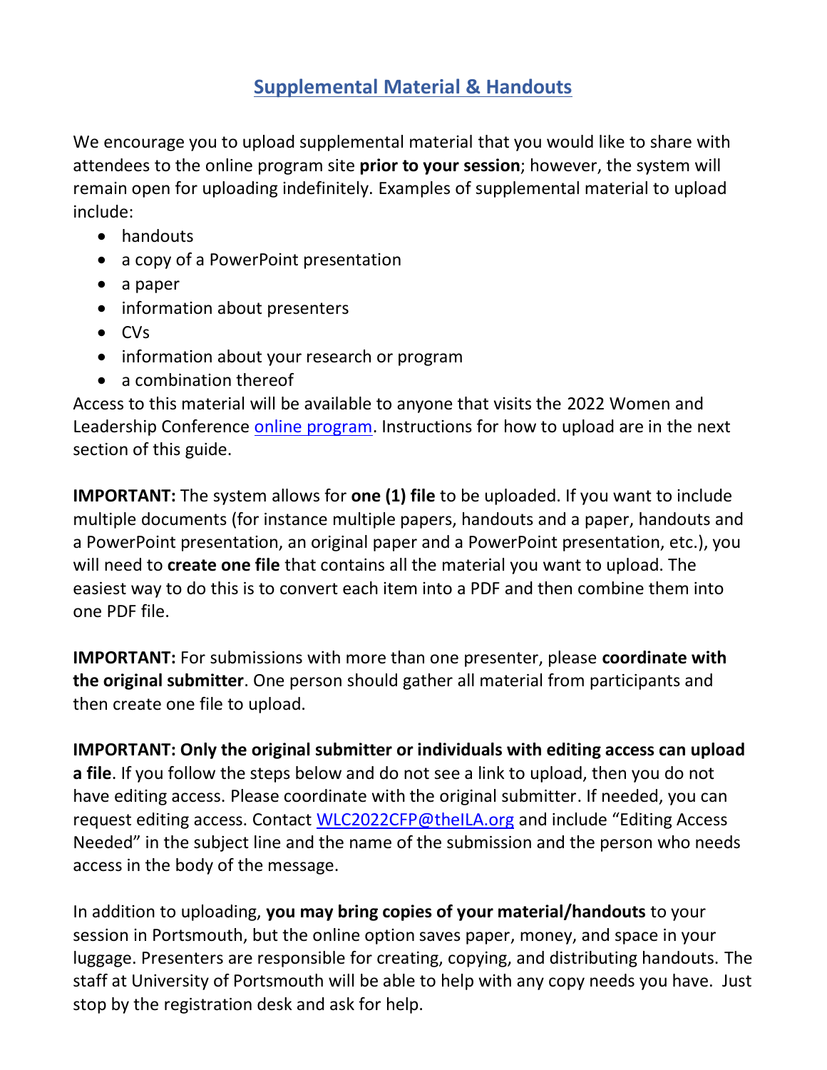## Supplemental Material & Handouts

We encourage you to upload supplemental material that you would like to share with attendees to the online program site **prior to your session**; however, the system will remain open for uploading indefinitely. Examples of supplemental material to upload include:

- handouts
- a copy of a PowerPoint presentation
- a paper
- information about presenters
- CVs
- information about your research or program
- a combination thereof

Access to this material will be available to anyone that visits the 2022 Women and Leadership Conference online program. Instructions for how to upload are in the next section of this guide.

**IMPORTANT:** The system allows for **one (1) file** to be uploaded. If you want to include multiple documents (for instance multiple papers, handouts and a paper, handouts and a PowerPoint presentation, an original paper and a PowerPoint presentation, etc.), you will need to **create one file** that contains all the material you want to upload. The easiest way to do this is to convert each item into a PDF and then combine them into one PDF file.

**IMPORTANT:** For submissions with more than one presenter, please **coordinate with the original submitter**. One person should gather all material from participants and then create one file to upload.

**IMPORTANT: Only the original submitter or individuals with editing access can upload a file**. If you follow the steps below and do not see a link to upload, then you do not have editing access. Please coordinate with the original submitter. If needed, you can request editing access. Contact WLC2022CFP@theILA.org and include "Editing Access Needed" in the subject line and the name of the submission and the person who needs access in the body of the message.

In addition to uploading, **you may bring copies of your material/handouts** to your session in Portsmouth, but the online option saves paper, money, and space in your luggage. Presenters are responsible for creating, copying, and distributing handouts. The staff at University of Portsmouth will be able to help with any copy needs you have. Just stop by the registration desk and ask for help.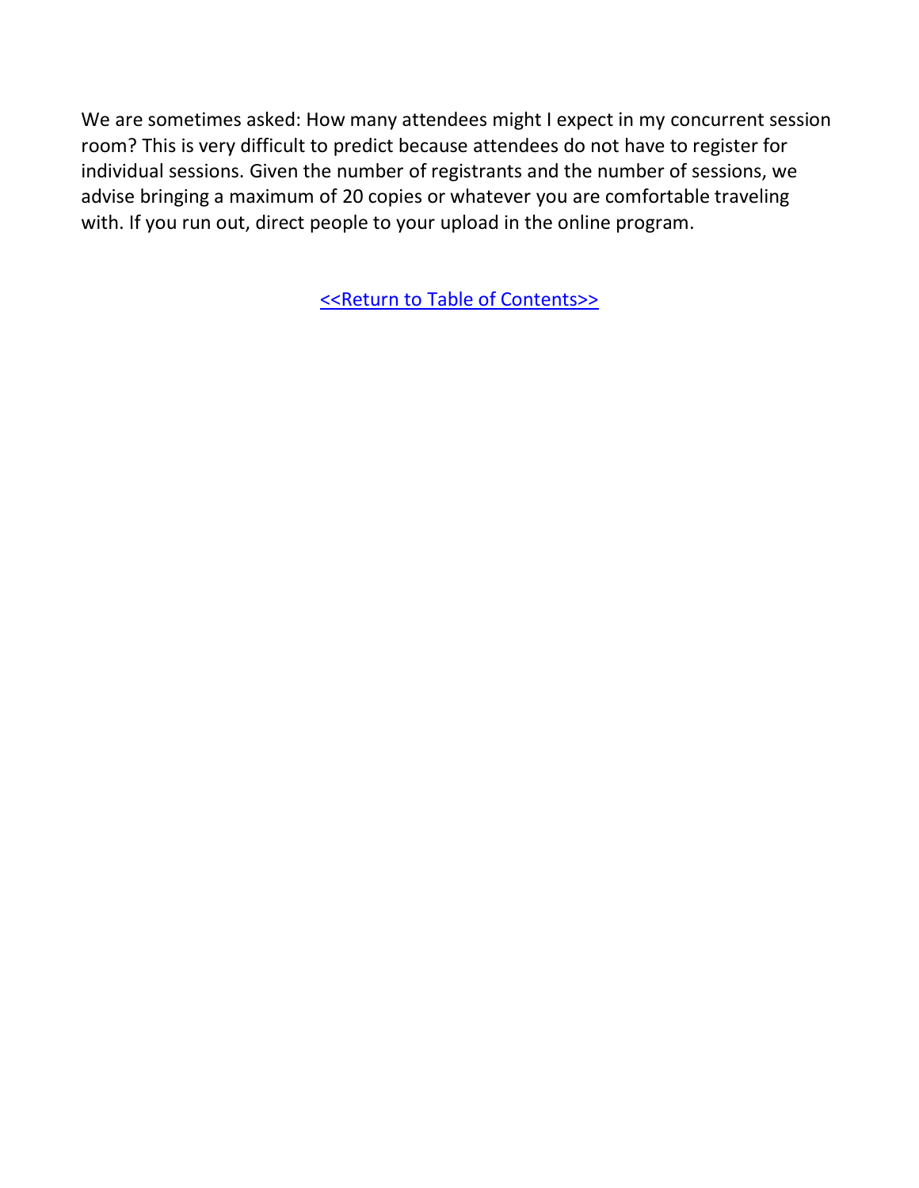We are sometimes asked: How many attendees might I expect in my concurrent session room? This is very difficult to predict because attendees do not have to register for individual sessions. Given the number of registrants and the number of sessions, we advise bringing a maximum of 20 copies or whatever you are comfortable traveling with. If you run out, direct people to your upload in the online program.

<<Return to Table of Contents>>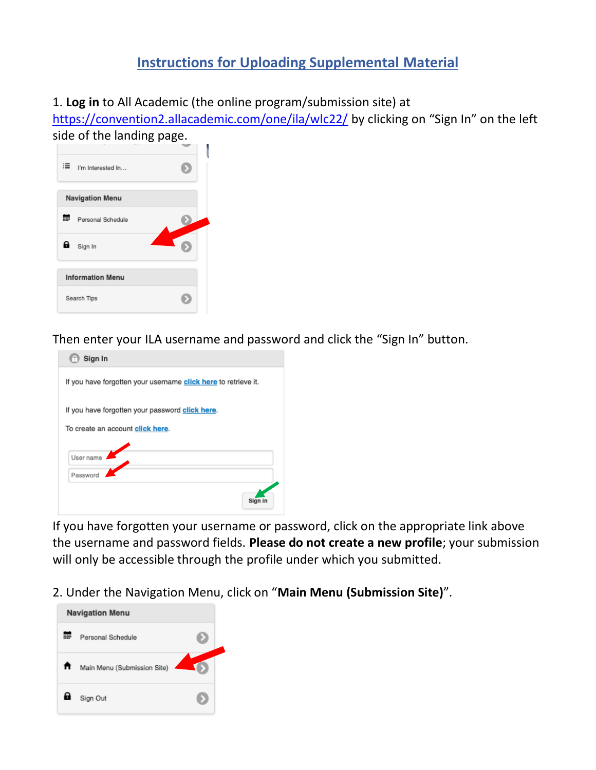# Instructions for Uploading Supplemental Material

1. **Log in** to All Academic (the online program/submission site) at https://convention2.allacademic.com/one/ila/wlc22/ by clicking on "Sign In" on the left side of the landing page.

Then enter your ILA username and password and click the "Sign In" button.

If you have forgotten your username or password, click on the appropriate link above the username and password fields. **Please do not create a new profile**; your submission will only be accessible through the profile under which you submitted.

2. Under the Navigation Menu, click on "**Main Menu (Submission Site)**".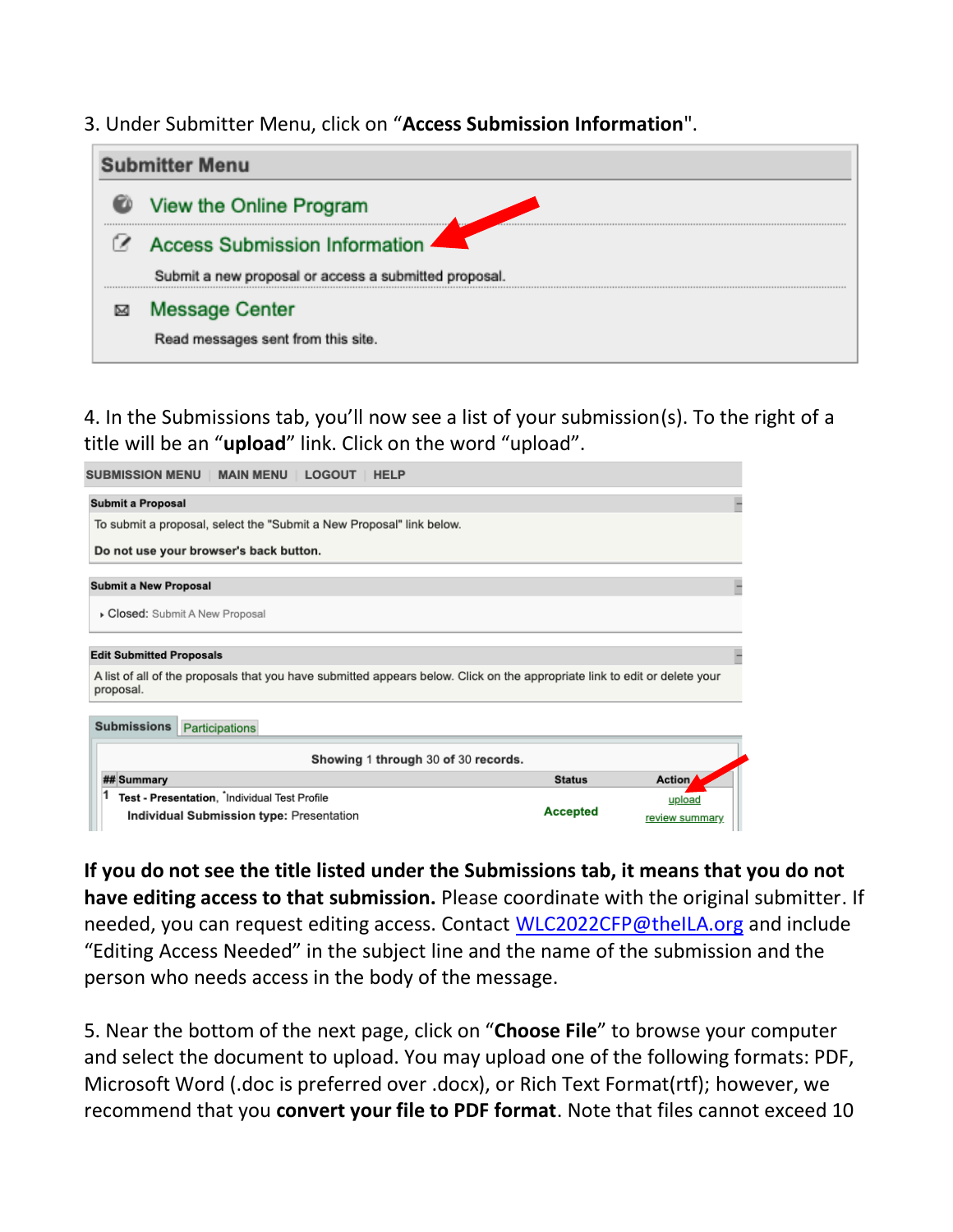3. Under Submitter Menu, click on "**Access Submission Information**".

**Submitter Menu**

- View the Online Program
- Access Submission Information
  Submit a new proposal or access a submitted proposal.
- Message Center
  Read messages sent from this site.

4. In the Submissions tab, you'll now see a list of your submission(s). To the right of a title will be an "**upload**" link. Click on the word "upload".

SUBMISSION MENU | MAIN MENU | LOGOUT | HELP

**Submit a Proposal**

To submit a proposal, select the "Submit a New Proposal" link below.

**Do not use your browser's back button.**

**Submit a New Proposal**

- Closed: Submit A New Proposal

**Edit Submitted Proposals**

A list of all of the proposals that you have submitted appears below. Click on the appropriate link to edit or delete your proposal.

**Submissions** | Participations

**Showing 1 through 30 of 30 records.**

| ## | Summary | Status | Action |
| --- | --- | --- | --- |
| 1 | **Test - Presentation**, *Individual Test Profile<br>**Individual Submission type:** Presentation | **Accepted** | upload<br>review summary |

**If you do not see the title listed under the Submissions tab, it means that you do not have editing access to that submission.** Please coordinate with the original submitter. If needed, you can request editing access. Contact WLC2022CFP@theILA.org and include "Editing Access Needed" in the subject line and the name of the submission and the person who needs access in the body of the message.

5. Near the bottom of the next page, click on "**Choose File**" to browse your computer and select the document to upload. You may upload one of the following formats: PDF, Microsoft Word (.doc is preferred over .docx), or Rich Text Format(rtf); however, we recommend that you **convert your file to PDF format**. Note that files cannot exceed 10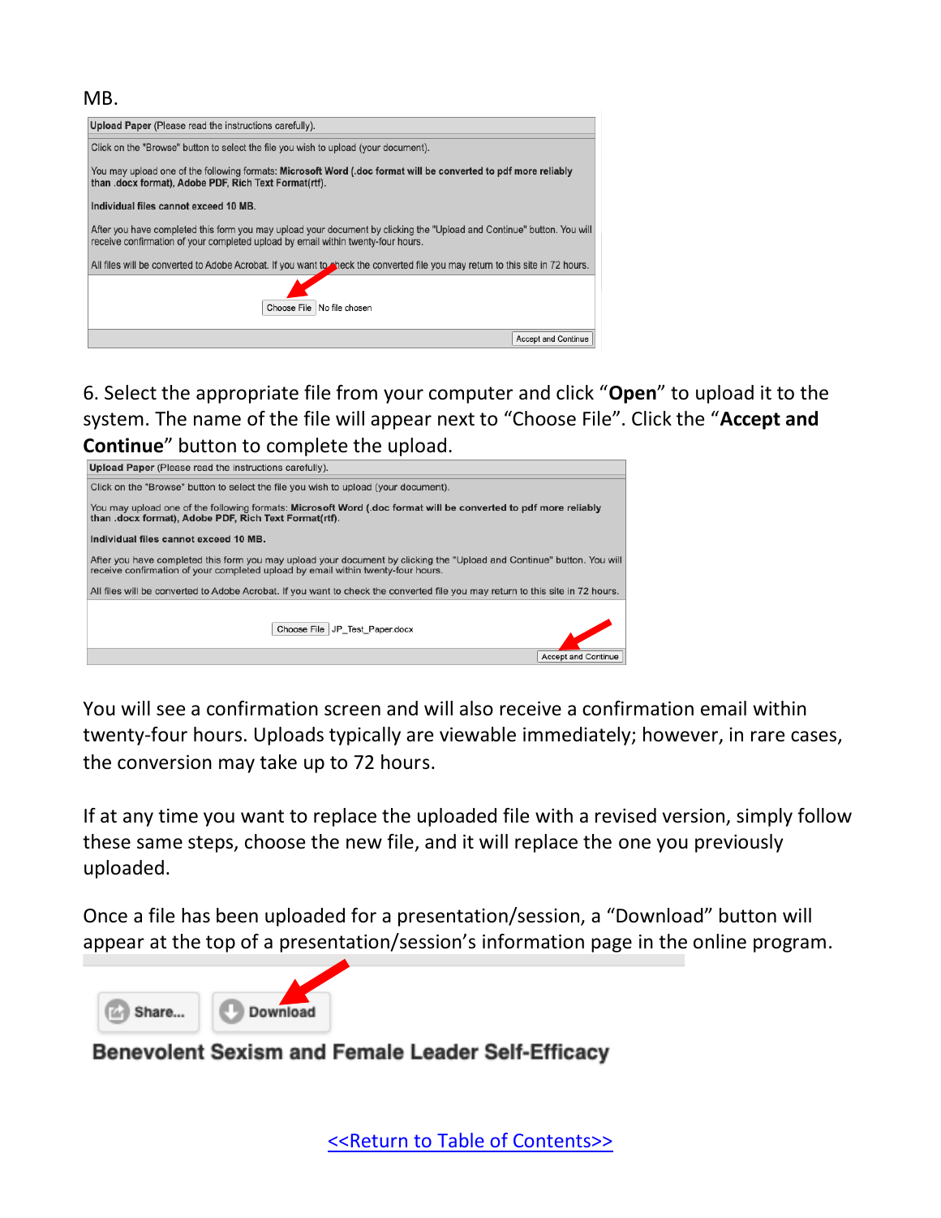MB.

| Upload Paper (Please read the instructions carefully). |
|---|
| Click on the "Browse" button to select the file you wish to upload (your document). |
| You may upload one of the following formats: **Microsoft Word (.doc format will be converted to pdf more reliably than .docx format), Adobe PDF, Rich Text Format(rtf).** |
| **Individual files cannot exceed 10 MB.** |
| After you have completed this form you may upload your document by clicking the "Upload and Continue" button. You will receive confirmation of your completed upload by email within twenty-four hours. |
| All files will be converted to Adobe Acrobat. If you want to check the converted file you may return to this site in 72 hours. |
| Choose File No file chosen |
| Accept and Continue |

6. Select the appropriate file from your computer and click "**Open**" to upload it to the system. The name of the file will appear next to "Choose File". Click the "**Accept and Continue**" button to complete the upload.

| Upload Paper (Please read the instructions carefully). |
|---|
| Click on the "Browse" button to select the file you wish to upload (your document). |
| You may upload one of the following formats: **Microsoft Word (.doc format will be converted to pdf more reliably than .docx format), Adobe PDF, Rich Text Format(rtf).** |
| **Individual files cannot exceed 10 MB.** |
| After you have completed this form you may upload your document by clicking the "Upload and Continue" button. You will receive confirmation of your completed upload by email within twenty-four hours. |
| All files will be converted to Adobe Acrobat. If you want to check the converted file you may return to this site in 72 hours. |
| Choose File JP_Test_Paper.docx |
| Accept and Continue |

You will see a confirmation screen and will also receive a confirmation email within twenty-four hours. Uploads typically are viewable immediately; however, in rare cases, the conversion may take up to 72 hours.

If at any time you want to replace the uploaded file with a revised version, simply follow these same steps, choose the new file, and it will replace the one you previously uploaded.

Once a file has been uploaded for a presentation/session, a "Download" button will appear at the top of a presentation/session's information page in the online program.

Share... Download

**Benevolent Sexism and Female Leader Self-Efficacy**

<<Return to Table of Contents>>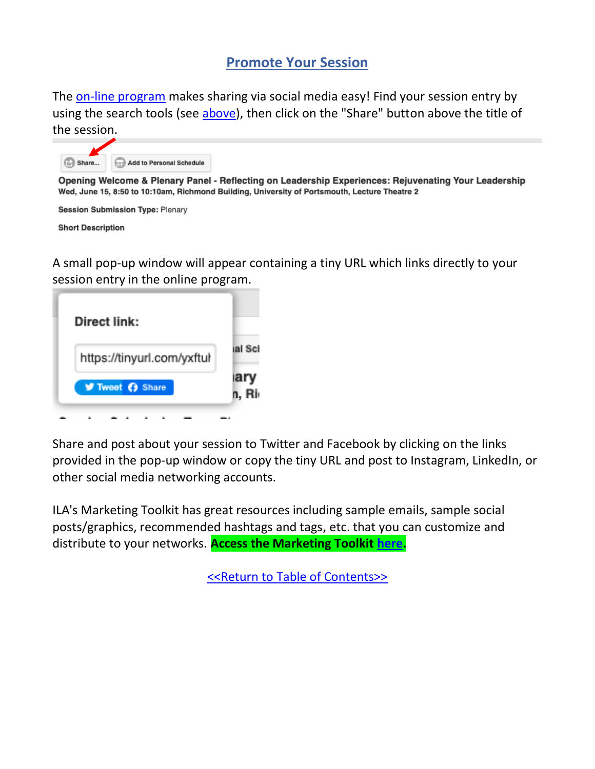## Promote Your Session

The on-line program makes sharing via social media easy! Find your session entry by using the search tools (see above), then click on the "Share" button above the title of the session.

Share... Add to Personal Schedule

**Opening Welcome & Plenary Panel - Reflecting on Leadership Experiences: Rejuvenating Your Leadership**
**Wed, June 15, 8:50 to 10:10am, Richmond Building, University of Portsmouth, Lecture Theatre 2**

**Session Submission Type:** Plenary

**Short Description**

A small pop-up window will appear containing a tiny URL which links directly to your session entry in the online program.

**Direct link:**

https://tinyurl.com/yxftul

Tweet Share

Share and post about your session to Twitter and Facebook by clicking on the links provided in the pop-up window or copy the tiny URL and post to Instagram, LinkedIn, or other social media networking accounts.

ILA's Marketing Toolkit has great resources including sample emails, sample social posts/graphics, recommended hashtags and tags, etc. that you can customize and distribute to your networks. **Access the Marketing Toolkit here.**

<<Return to Table of Contents>>